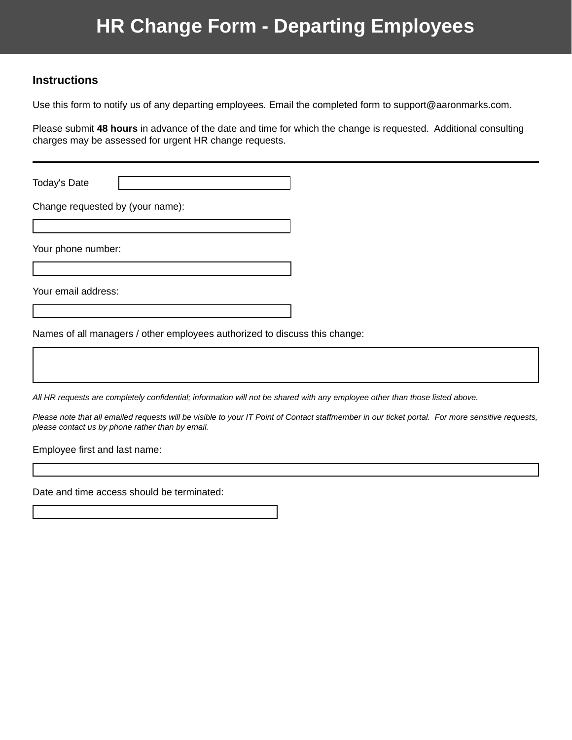# HR Change Form - Departing Employees

## Instructions

Use this form to notify us of any departing employees. Email the completed form to support@aaronmarks.com.

Please submit **48 hours** in advance of the date and time for which the change is requested. Additional consulting charges may be assessed for urgent HR change requests.

---

Today's Date

Change requested by (your name):

Your phone number:

Your email address:

Names of all managers / other employees authorized to discuss this change:

*All HR requests are completely confidential; information will not be shared with any employee other than those listed above.*

*Please note that all emailed requests will be visible to your IT Point of Contact staffmember in our ticket portal. For more sensitive requests, please contact us by phone rather than by email.*

Employee first and last name:

Date and time access should be terminated: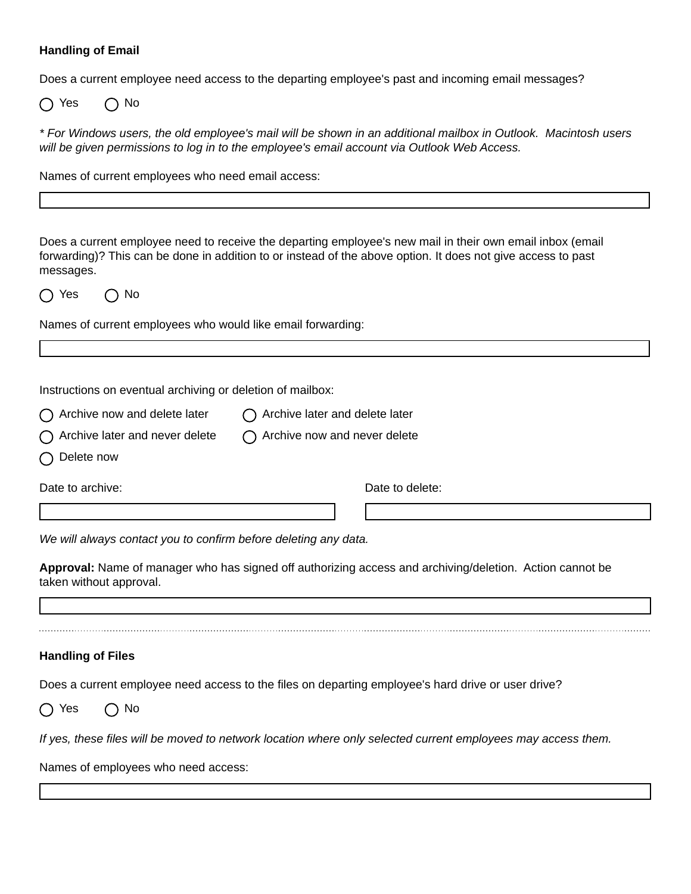**Handling of Email**

Does a current employee need access to the departing employee's past and incoming email messages?

○ Yes ○ No

*\* For Windows users, the old employee's mail will be shown in an additional mailbox in Outlook. Macintosh users will be given permissions to log in to the employee's email account via Outlook Web Access.*

Names of current employees who need email access:

Does a current employee need to receive the departing employee's new mail in their own email inbox (email forwarding)? This can be done in addition to or instead of the above option. It does not give access to past messages.

○ Yes ○ No

Names of current employees who would like email forwarding:

Instructions on eventual archiving or deletion of mailbox:

○ Archive now and delete later ○ Archive later and delete later

○ Archive later and never delete ○ Archive now and never delete

○ Delete now

Date to archive:

Date to delete:

*We will always contact you to confirm before deleting any data.*

**Approval:** Name of manager who has signed off authorizing access and archiving/deletion. Action cannot be taken without approval.

---

**Handling of Files**

Does a current employee need access to the files on departing employee's hard drive or user drive?

○ Yes ○ No

*If yes, these files will be moved to network location where only selected current employees may access them.*

Names of employees who need access: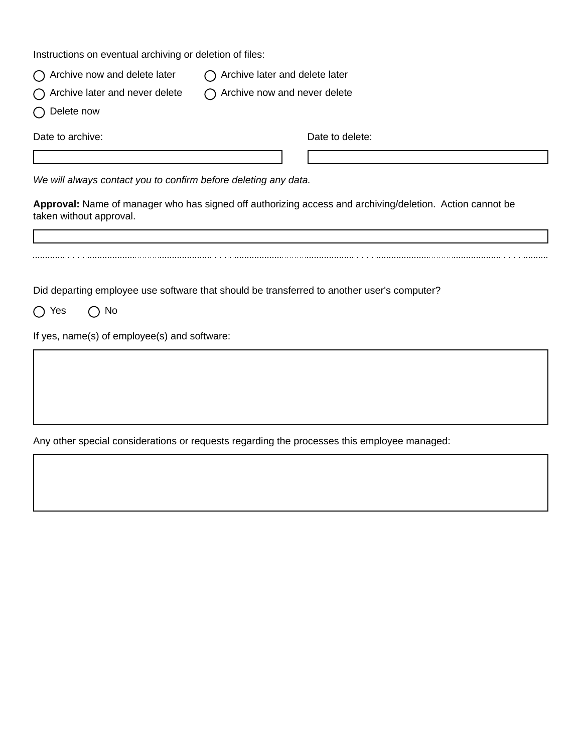Instructions on eventual archiving or deletion of files:

- ○ Archive now and delete later
- ○ Archive later and delete later
- ○ Archive later and never delete
- ○ Archive now and never delete
- ○ Delete now

Date to archive: ____________________

Date to delete: ____________________

*We will always contact you to confirm before deleting any data.*

**Approval:** Name of manager who has signed off authorizing access and archiving/deletion. Action cannot be taken without approval.

____________________

---

Did departing employee use software that should be transferred to another user's computer?

- ○ Yes
- ○ No

If yes, name(s) of employee(s) and software:

____________________

Any other special considerations or requests regarding the processes this employee managed:

____________________